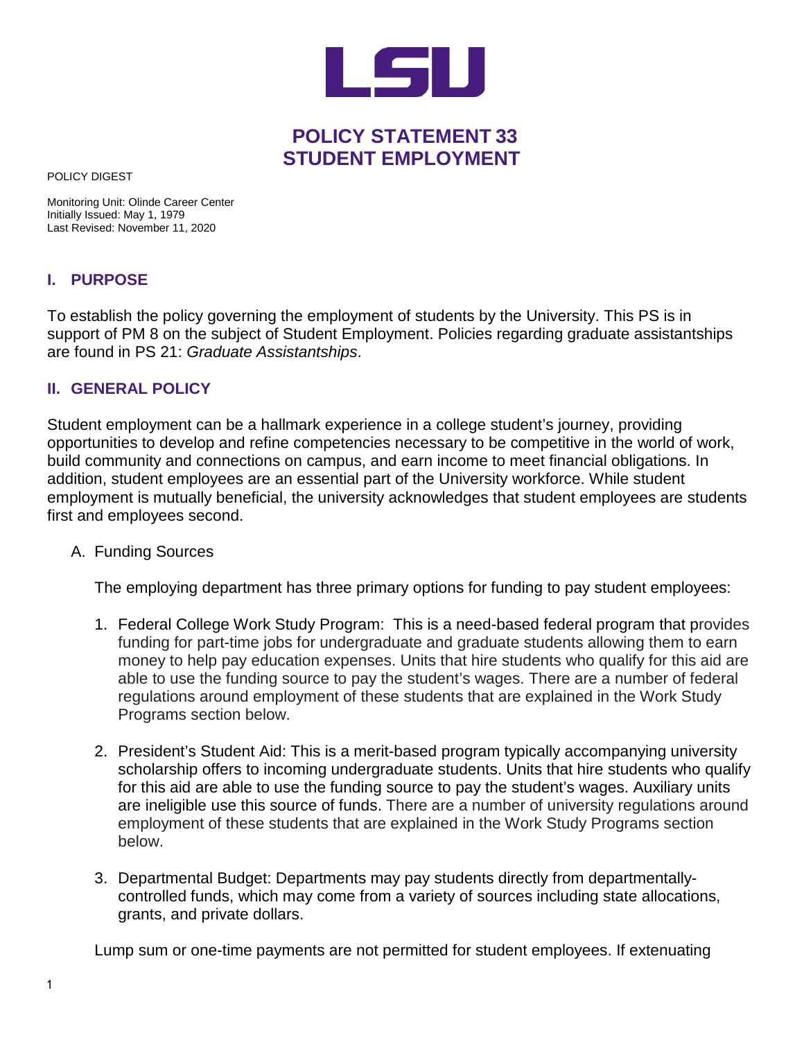LSU

# POLICY STATEMENT 33
# STUDENT EMPLOYMENT

POLICY DIGEST

Monitoring Unit: Olinde Career Center
Initially Issued: May 1, 1979
Last Revised: November 11, 2020

## I. PURPOSE

To establish the policy governing the employment of students by the University. This PS is in support of PM 8 on the subject of Student Employment. Policies regarding graduate assistantships are found in PS 21: *Graduate Assistantships*.

## II. GENERAL POLICY

Student employment can be a hallmark experience in a college student's journey, providing opportunities to develop and refine competencies necessary to be competitive in the world of work, build community and connections on campus, and earn income to meet financial obligations. In addition, student employees are an essential part of the University workforce. While student employment is mutually beneficial, the university acknowledges that student employees are students first and employees second.

A. Funding Sources

The employing department has three primary options for funding to pay student employees:

1. Federal College Work Study Program: This is a need-based federal program that provides funding for part-time jobs for undergraduate and graduate students allowing them to earn money to help pay education expenses. Units that hire students who qualify for this aid are able to use the funding source to pay the student's wages. There are a number of federal regulations around employment of these students that are explained in the Work Study Programs section below.

2. President's Student Aid: This is a merit-based program typically accompanying university scholarship offers to incoming undergraduate students. Units that hire students who qualify for this aid are able to use the funding source to pay the student's wages. Auxiliary units are ineligible use this source of funds. There are a number of university regulations around employment of these students that are explained in the Work Study Programs section below.

3. Departmental Budget: Departments may pay students directly from departmentally-controlled funds, which may come from a variety of sources including state allocations, grants, and private dollars.

Lump sum or one-time payments are not permitted for student employees. If extenuating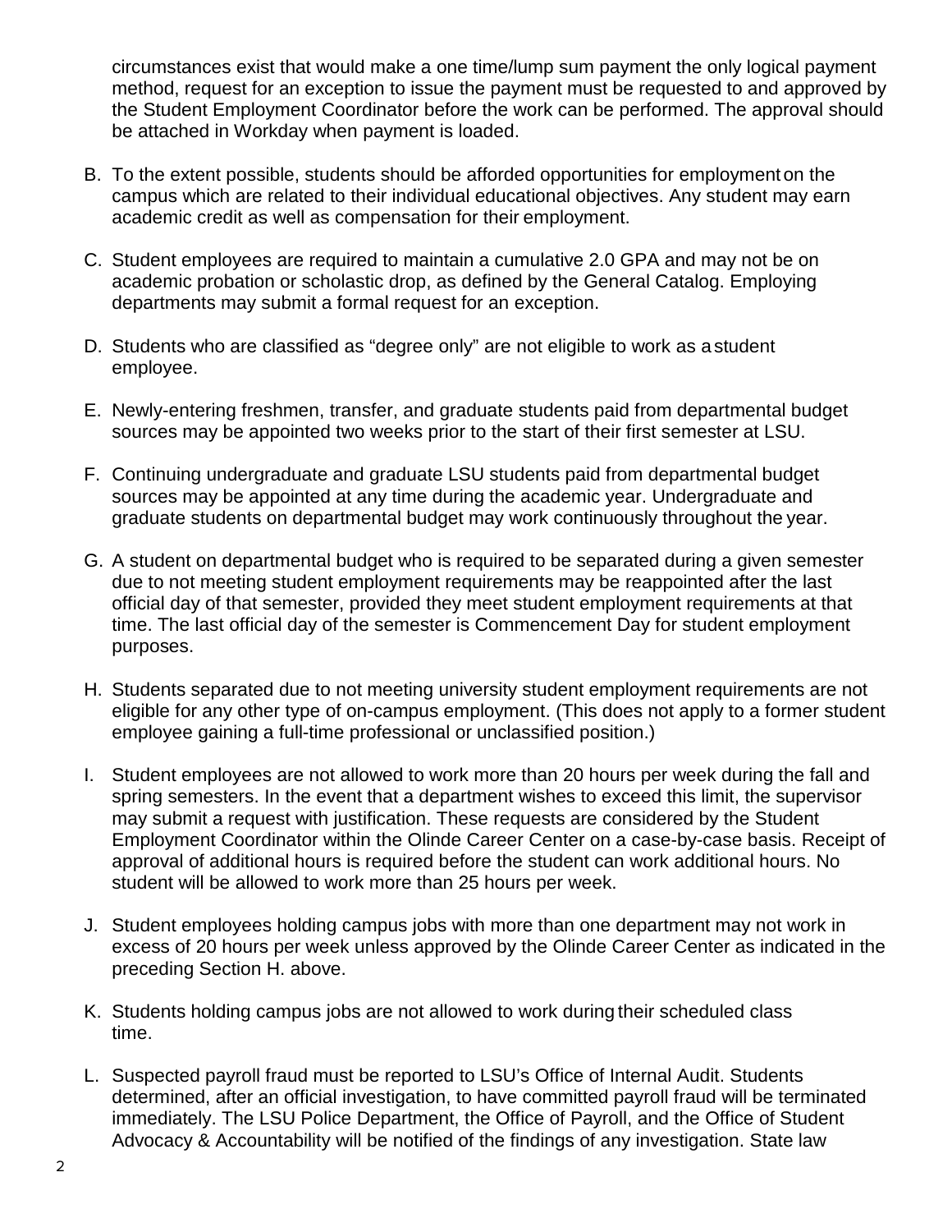circumstances exist that would make a one time/lump sum payment the only logical payment method, request for an exception to issue the payment must be requested to and approved by the Student Employment Coordinator before the work can be performed. The approval should be attached in Workday when payment is loaded.

B. To the extent possible, students should be afforded opportunities for employment on the campus which are related to their individual educational objectives. Any student may earn academic credit as well as compensation for their employment.

C. Student employees are required to maintain a cumulative 2.0 GPA and may not be on academic probation or scholastic drop, as defined by the General Catalog. Employing departments may submit a formal request for an exception.

D. Students who are classified as "degree only" are not eligible to work as a student employee.

E. Newly-entering freshmen, transfer, and graduate students paid from departmental budget sources may be appointed two weeks prior to the start of their first semester at LSU.

F. Continuing undergraduate and graduate LSU students paid from departmental budget sources may be appointed at any time during the academic year. Undergraduate and graduate students on departmental budget may work continuously throughout the year.

G. A student on departmental budget who is required to be separated during a given semester due to not meeting student employment requirements may be reappointed after the last official day of that semester, provided they meet student employment requirements at that time. The last official day of the semester is Commencement Day for student employment purposes.

H. Students separated due to not meeting university student employment requirements are not eligible for any other type of on-campus employment. (This does not apply to a former student employee gaining a full-time professional or unclassified position.)

I. Student employees are not allowed to work more than 20 hours per week during the fall and spring semesters. In the event that a department wishes to exceed this limit, the supervisor may submit a request with justification. These requests are considered by the Student Employment Coordinator within the Olinde Career Center on a case-by-case basis. Receipt of approval of additional hours is required before the student can work additional hours. No student will be allowed to work more than 25 hours per week.

J. Student employees holding campus jobs with more than one department may not work in excess of 20 hours per week unless approved by the Olinde Career Center as indicated in the preceding Section H. above.

K. Students holding campus jobs are not allowed to work during their scheduled class time.

L. Suspected payroll fraud must be reported to LSU's Office of Internal Audit. Students determined, after an official investigation, to have committed payroll fraud will be terminated immediately. The LSU Police Department, the Office of Payroll, and the Office of Student Advocacy & Accountability will be notified of the findings of any investigation. State law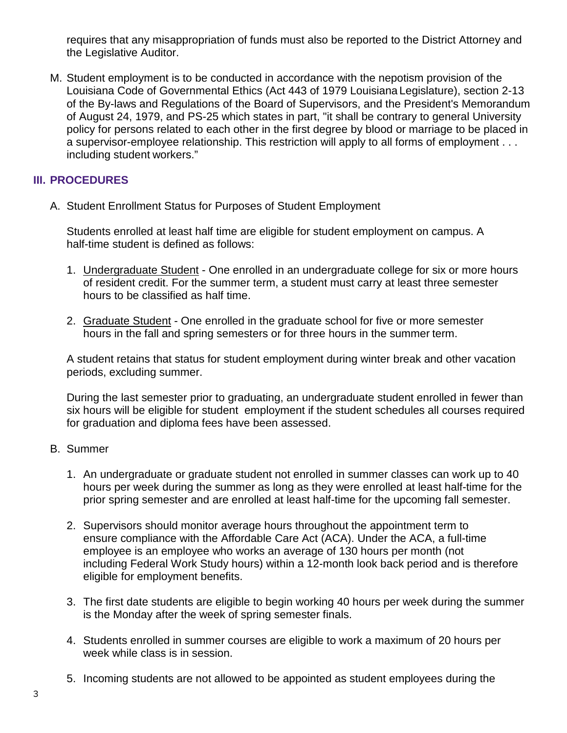requires that any misappropriation of funds must also be reported to the District Attorney and the Legislative Auditor.

M. Student employment is to be conducted in accordance with the nepotism provision of the Louisiana Code of Governmental Ethics (Act 443 of 1979 Louisiana Legislature), section 2-13 of the By-laws and Regulations of the Board of Supervisors, and the President's Memorandum of August 24, 1979, and PS-25 which states in part, "it shall be contrary to general University policy for persons related to each other in the first degree by blood or marriage to be placed in a supervisor-employee relationship. This restriction will apply to all forms of employment . . . including student workers."

## III. PROCEDURES

A. Student Enrollment Status for Purposes of Student Employment

Students enrolled at least half time are eligible for student employment on campus. A half-time student is defined as follows:

1. Undergraduate Student - One enrolled in an undergraduate college for six or more hours of resident credit. For the summer term, a student must carry at least three semester hours to be classified as half time.

2. Graduate Student - One enrolled in the graduate school for five or more semester hours in the fall and spring semesters or for three hours in the summer term.

A student retains that status for student employment during winter break and other vacation periods, excluding summer.

During the last semester prior to graduating, an undergraduate student enrolled in fewer than six hours will be eligible for student employment if the student schedules all courses required for graduation and diploma fees have been assessed.

B. Summer

1. An undergraduate or graduate student not enrolled in summer classes can work up to 40 hours per week during the summer as long as they were enrolled at least half-time for the prior spring semester and are enrolled at least half-time for the upcoming fall semester.

2. Supervisors should monitor average hours throughout the appointment term to ensure compliance with the Affordable Care Act (ACA). Under the ACA, a full-time employee is an employee who works an average of 130 hours per month (not including Federal Work Study hours) within a 12-month look back period and is therefore eligible for employment benefits.

3. The first date students are eligible to begin working 40 hours per week during the summer is the Monday after the week of spring semester finals.

4. Students enrolled in summer courses are eligible to work a maximum of 20 hours per week while class is in session.

5. Incoming students are not allowed to be appointed as student employees during the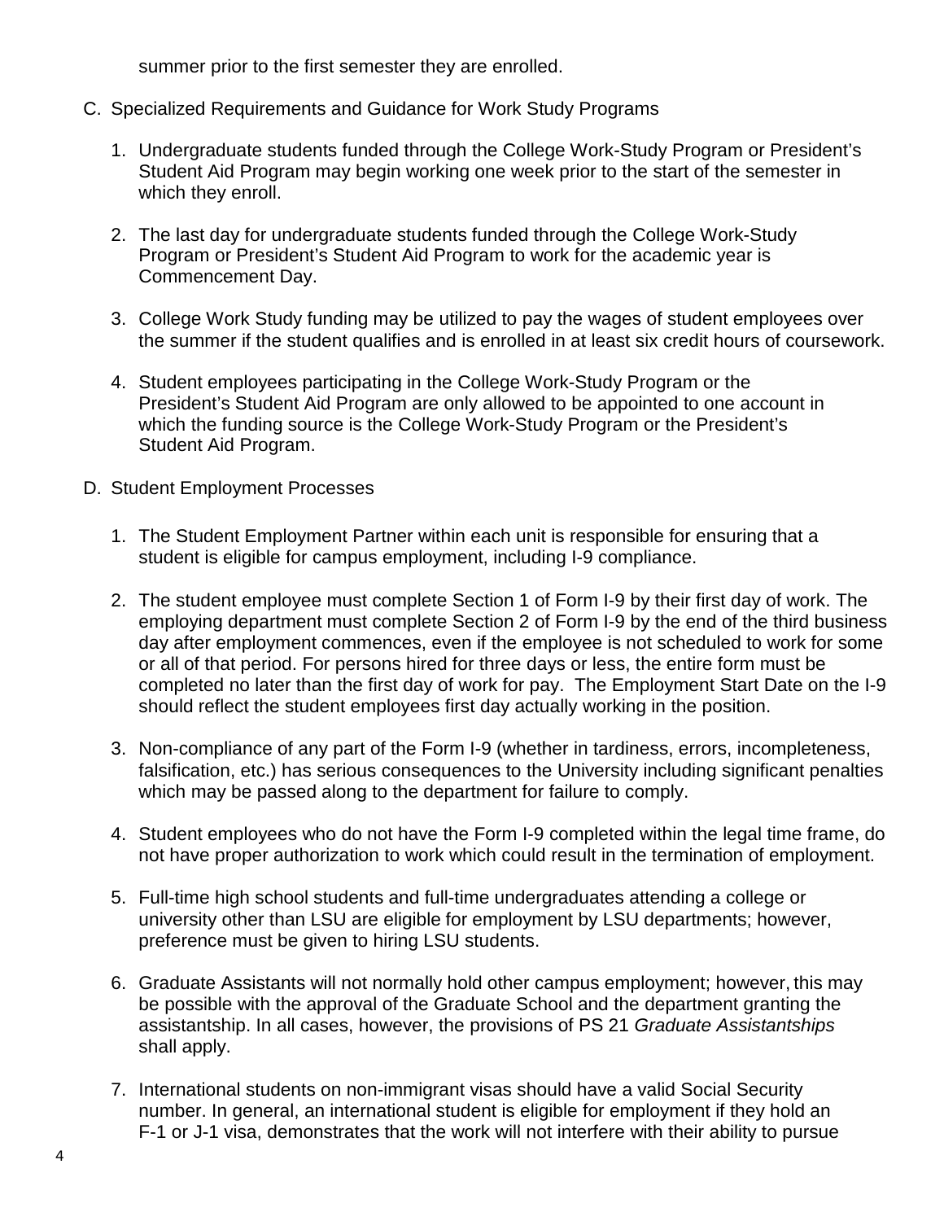summer prior to the first semester they are enrolled.

C. Specialized Requirements and Guidance for Work Study Programs

   1. Undergraduate students funded through the College Work-Study Program or President's Student Aid Program may begin working one week prior to the start of the semester in which they enroll.

   2. The last day for undergraduate students funded through the College Work-Study Program or President's Student Aid Program to work for the academic year is Commencement Day.

   3. College Work Study funding may be utilized to pay the wages of student employees over the summer if the student qualifies and is enrolled in at least six credit hours of coursework.

   4. Student employees participating in the College Work-Study Program or the President's Student Aid Program are only allowed to be appointed to one account in which the funding source is the College Work-Study Program or the President's Student Aid Program.

D. Student Employment Processes

   1. The Student Employment Partner within each unit is responsible for ensuring that a student is eligible for campus employment, including I-9 compliance.

   2. The student employee must complete Section 1 of Form I-9 by their first day of work. The employing department must complete Section 2 of Form I-9 by the end of the third business day after employment commences, even if the employee is not scheduled to work for some or all of that period. For persons hired for three days or less, the entire form must be completed no later than the first day of work for pay. The Employment Start Date on the I-9 should reflect the student employees first day actually working in the position.

   3. Non-compliance of any part of the Form I-9 (whether in tardiness, errors, incompleteness, falsification, etc.) has serious consequences to the University including significant penalties which may be passed along to the department for failure to comply.

   4. Student employees who do not have the Form I-9 completed within the legal time frame, do not have proper authorization to work which could result in the termination of employment.

   5. Full-time high school students and full-time undergraduates attending a college or university other than LSU are eligible for employment by LSU departments; however, preference must be given to hiring LSU students.

   6. Graduate Assistants will not normally hold other campus employment; however, this may be possible with the approval of the Graduate School and the department granting the assistantship. In all cases, however, the provisions of PS 21 *Graduate Assistantships* shall apply.

   7. International students on non-immigrant visas should have a valid Social Security number. In general, an international student is eligible for employment if they hold an F-1 or J-1 visa, demonstrates that the work will not interfere with their ability to pursue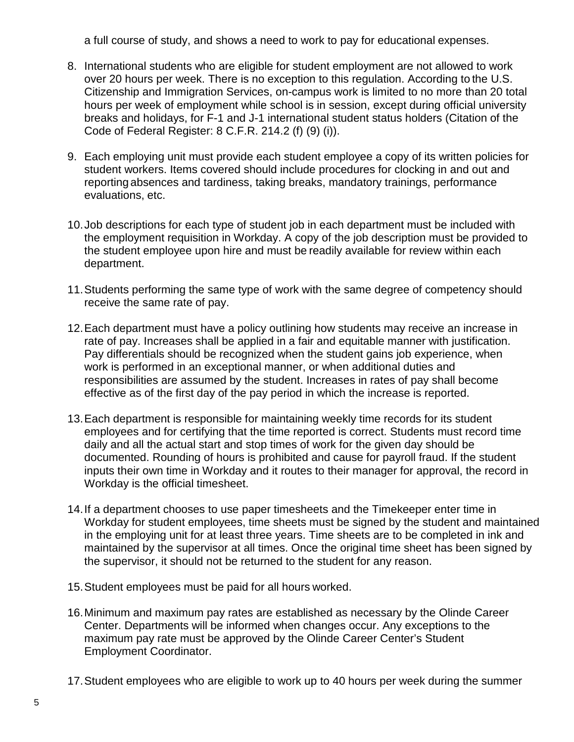a full course of study, and shows a need to work to pay for educational expenses.

8. International students who are eligible for student employment are not allowed to work over 20 hours per week. There is no exception to this regulation. According to the U.S. Citizenship and Immigration Services, on-campus work is limited to no more than 20 total hours per week of employment while school is in session, except during official university breaks and holidays, for F-1 and J-1 international student status holders (Citation of the Code of Federal Register: 8 C.F.R. 214.2 (f) (9) (i)).

9. Each employing unit must provide each student employee a copy of its written policies for student workers. Items covered should include procedures for clocking in and out and reporting absences and tardiness, taking breaks, mandatory trainings, performance evaluations, etc.

10. Job descriptions for each type of student job in each department must be included with the employment requisition in Workday. A copy of the job description must be provided to the student employee upon hire and must be readily available for review within each department.

11. Students performing the same type of work with the same degree of competency should receive the same rate of pay.

12. Each department must have a policy outlining how students may receive an increase in rate of pay. Increases shall be applied in a fair and equitable manner with justification. Pay differentials should be recognized when the student gains job experience, when work is performed in an exceptional manner, or when additional duties and responsibilities are assumed by the student. Increases in rates of pay shall become effective as of the first day of the pay period in which the increase is reported.

13. Each department is responsible for maintaining weekly time records for its student employees and for certifying that the time reported is correct. Students must record time daily and all the actual start and stop times of work for the given day should be documented. Rounding of hours is prohibited and cause for payroll fraud. If the student inputs their own time in Workday and it routes to their manager for approval, the record in Workday is the official timesheet.

14. If a department chooses to use paper timesheets and the Timekeeper enter time in Workday for student employees, time sheets must be signed by the student and maintained in the employing unit for at least three years. Time sheets are to be completed in ink and maintained by the supervisor at all times. Once the original time sheet has been signed by the supervisor, it should not be returned to the student for any reason.

15. Student employees must be paid for all hours worked.

16. Minimum and maximum pay rates are established as necessary by the Olinde Career Center. Departments will be informed when changes occur. Any exceptions to the maximum pay rate must be approved by the Olinde Career Center's Student Employment Coordinator.

17. Student employees who are eligible to work up to 40 hours per week during the summer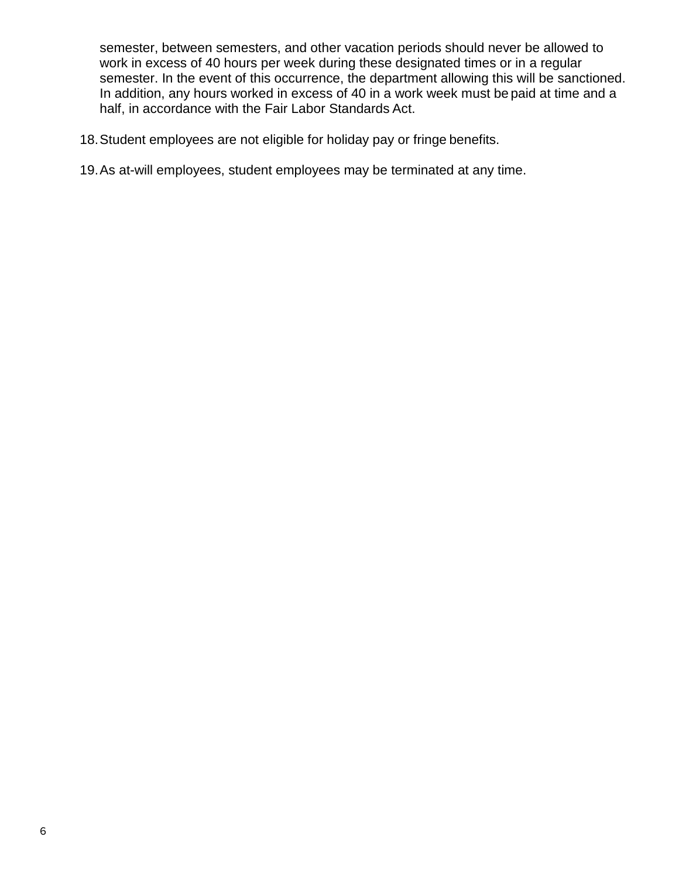semester, between semesters, and other vacation periods should never be allowed to work in excess of 40 hours per week during these designated times or in a regular semester. In the event of this occurrence, the department allowing this will be sanctioned. In addition, any hours worked in excess of 40 in a work week must be paid at time and a half, in accordance with the Fair Labor Standards Act.

18. Student employees are not eligible for holiday pay or fringe benefits.

19. As at-will employees, student employees may be terminated at any time.